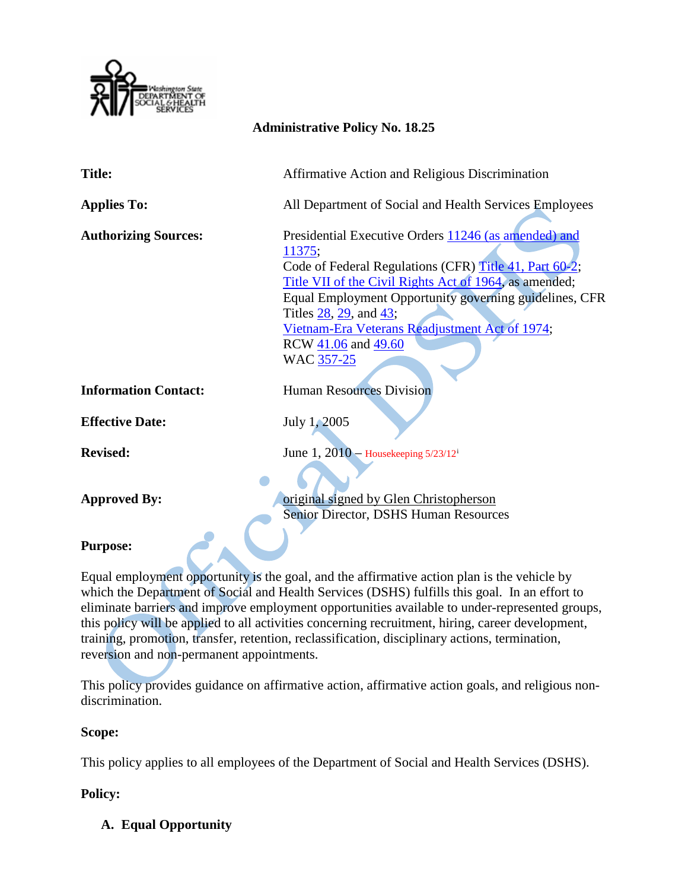**Administrative Policy No. 18.25**

| | |
|---|---|
| **Title:** | Affirmative Action and Religious Discrimination |
| **Applies To:** | All Department of Social and Health Services Employees |
| **Authorizing Sources:** | Presidential Executive Orders 11246 (as amended) and 11375; Code of Federal Regulations (CFR) Title 41, Part 60-2; Title VII of the Civil Rights Act of 1964, as amended; Equal Employment Opportunity governing guidelines, CFR Titles 28, 29, and 43; Vietnam-Era Veterans Readjustment Act of 1974; RCW 41.06 and 49.60 WAC 357-25 |
| **Information Contact:** | Human Resources Division |
| **Effective Date:** | July 1, 2005 |
| **Revised:** | June 1, 2010 – Housekeeping 5/23/12[i] |
| **Approved By:** | original signed by Glen Christopherson Senior Director, DSHS Human Resources |

**Purpose:**

Equal employment opportunity is the goal, and the affirmative action plan is the vehicle by which the Department of Social and Health Services (DSHS) fulfills this goal. In an effort to eliminate barriers and improve employment opportunities available to under-represented groups, this policy will be applied to all activities concerning recruitment, hiring, career development, training, promotion, transfer, retention, reclassification, disciplinary actions, termination, reversion and non-permanent appointments.

This policy provides guidance on affirmative action, affirmative action goals, and religious non-discrimination.

**Scope:**

This policy applies to all employees of the Department of Social and Health Services (DSHS).

**Policy:**

**A. Equal Opportunity**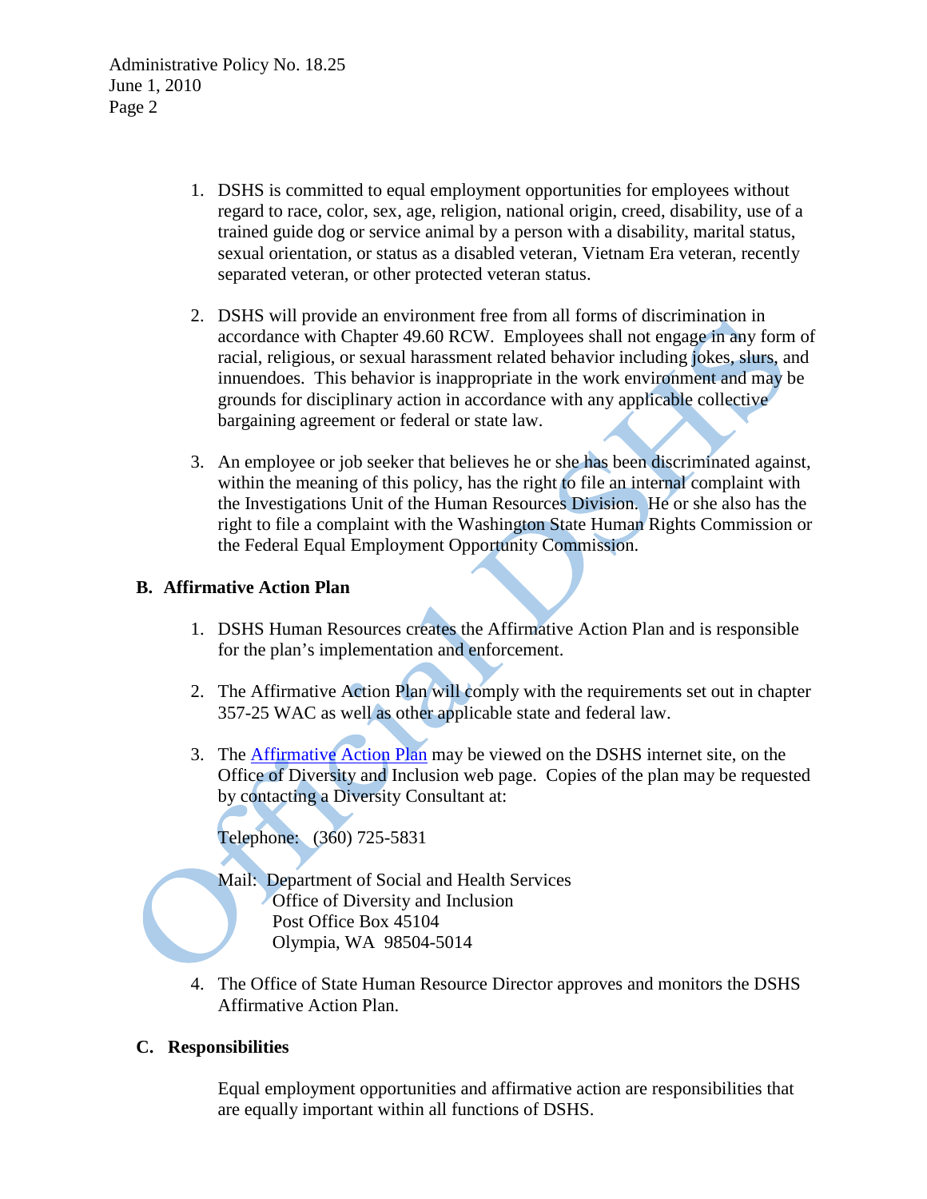1. DSHS is committed to equal employment opportunities for employees without regard to race, color, sex, age, religion, national origin, creed, disability, use of a trained guide dog or service animal by a person with a disability, marital status, sexual orientation, or status as a disabled veteran, Vietnam Era veteran, recently separated veteran, or other protected veteran status.

2. DSHS will provide an environment free from all forms of discrimination in accordance with Chapter 49.60 RCW. Employees shall not engage in any form of racial, religious, or sexual harassment related behavior including jokes, slurs, and innuendoes. This behavior is inappropriate in the work environment and may be grounds for disciplinary action in accordance with any applicable collective bargaining agreement or federal or state law.

3. An employee or job seeker that believes he or she has been discriminated against, within the meaning of this policy, has the right to file an internal complaint with the Investigations Unit of the Human Resources Division. He or she also has the right to file a complaint with the Washington State Human Rights Commission or the Federal Equal Employment Opportunity Commission.

## B. Affirmative Action Plan

1. DSHS Human Resources creates the Affirmative Action Plan and is responsible for the plan's implementation and enforcement.

2. The Affirmative Action Plan will comply with the requirements set out in chapter 357-25 WAC as well as other applicable state and federal law.

3. The Affirmative Action Plan may be viewed on the DSHS internet site, on the Office of Diversity and Inclusion web page. Copies of the plan may be requested by contacting a Diversity Consultant at:

   Telephone: (360) 725-5831

   Mail: Department of Social and Health Services
   Office of Diversity and Inclusion
   Post Office Box 45104
   Olympia, WA 98504-5014

4. The Office of State Human Resource Director approves and monitors the DSHS Affirmative Action Plan.

## C. Responsibilities

Equal employment opportunities and affirmative action are responsibilities that are equally important within all functions of DSHS.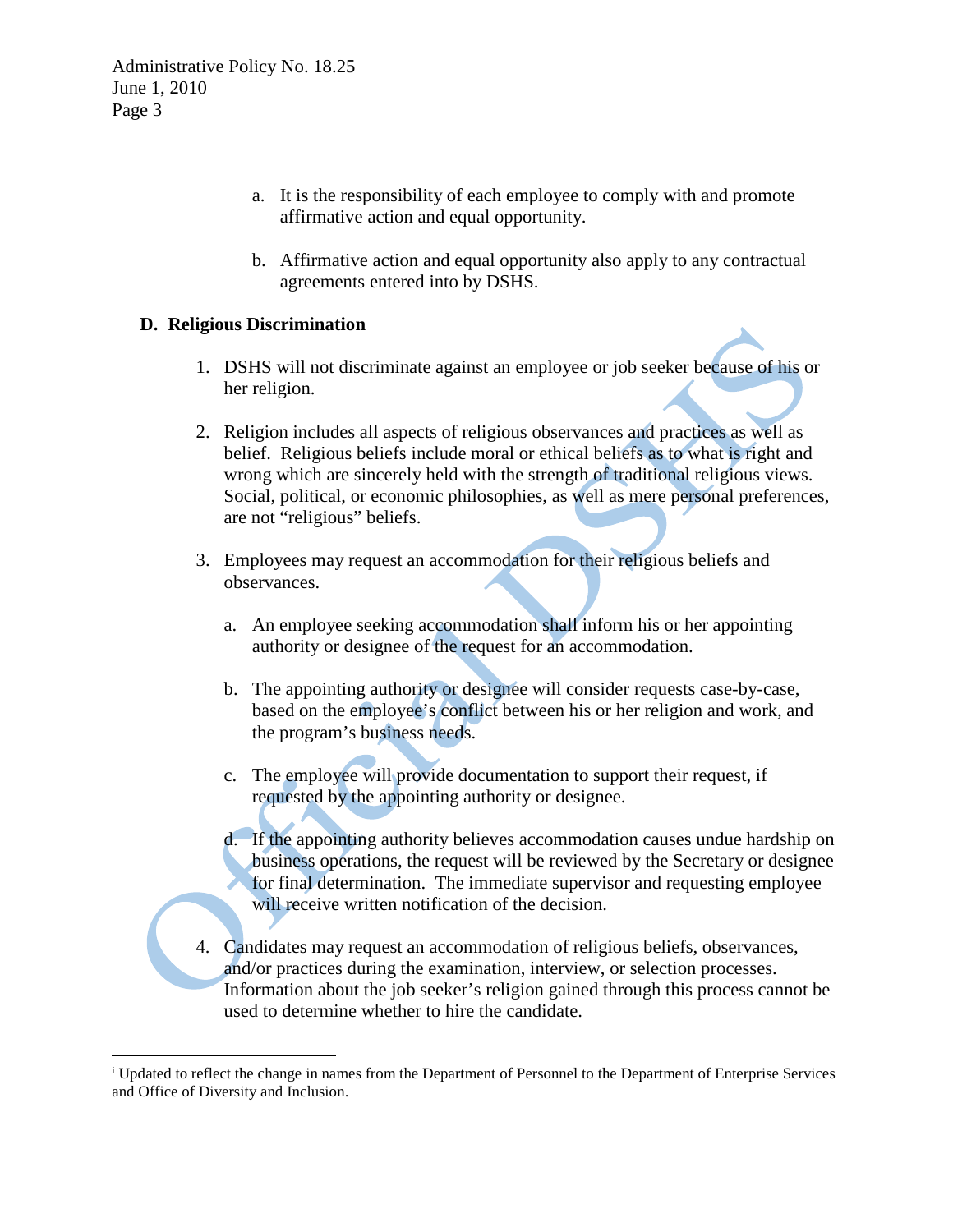a. It is the responsibility of each employee to comply with and promote affirmative action and equal opportunity.

b. Affirmative action and equal opportunity also apply to any contractual agreements entered into by DSHS.

### D. Religious Discrimination

1. DSHS will not discriminate against an employee or job seeker because of his or her religion.

2. Religion includes all aspects of religious observances and practices as well as belief. Religious beliefs include moral or ethical beliefs as to what is right and wrong which are sincerely held with the strength of traditional religious views. Social, political, or economic philosophies, as well as mere personal preferences, are not "religious" beliefs.

3. Employees may request an accommodation for their religious beliefs and observances.

   a. An employee seeking accommodation shall inform his or her appointing authority or designee of the request for an accommodation.

   b. The appointing authority or designee will consider requests case-by-case, based on the employee's conflict between his or her religion and work, and the program's business needs.

   c. The employee will provide documentation to support their request, if requested by the appointing authority or designee.

   d. If the appointing authority believes accommodation causes undue hardship on business operations, the request will be reviewed by the Secretary or designee for final determination. The immediate supervisor and requesting employee will receive written notification of the decision.

4. Candidates may request an accommodation of religious beliefs, observances, and/or practices during the examination, interview, or selection processes. Information about the job seeker's religion gained through this process cannot be used to determine whether to hire the candidate.

---

[i] Updated to reflect the change in names from the Department of Personnel to the Department of Enterprise Services and Office of Diversity and Inclusion.